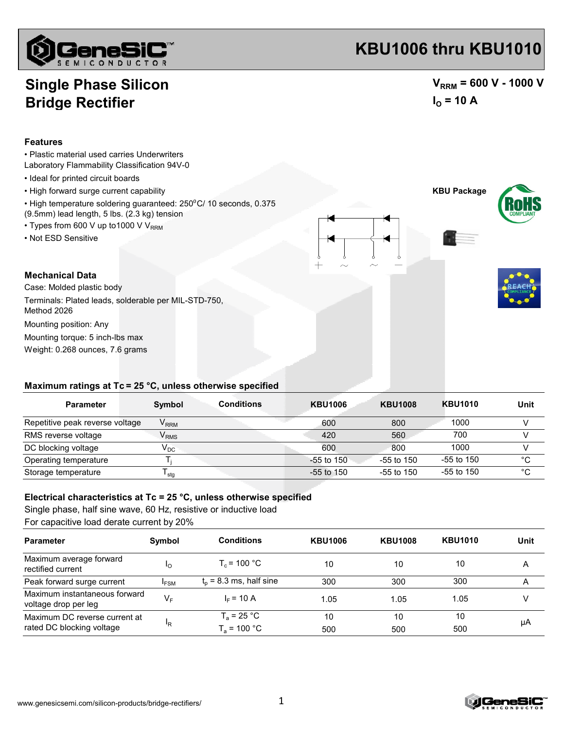# KBU1006 thru KBU1010

## Single Phase Silicon Bridge Rectifier

$V_{RRM}$ = 600 V - 1000 V
$I_O$ = 10 A

### Features

- Plastic material used carries Underwriters Laboratory Flammability Classification 94V-0
- Ideal for printed circuit boards
- High forward surge current capability
- High temperature soldering guaranteed: 250°C/ 10 seconds, 0.375 (9.5mm) lead length, 5 lbs. (2.3 kg) tension
- Types from 600 V up to1000 V $V_{RRM}$
- Not ESD Sensitive

KBU Package

### Mechanical Data

Case: Molded plastic body

Terminals: Plated leads, solderable per MIL-STD-750, Method 2026

Mounting position: Any

Mounting torque: 5 inch-lbs max

Weight: 0.268 ounces, 7.6 grams

### Maximum ratings at Tc = 25 °C, unless otherwise specified

| Parameter | Symbol | Conditions | KBU1006 | KBU1008 | KBU1010 | Unit |
|---|---|---|---|---|---|---|
| Repetitive peak reverse voltage | $V_{RRM}$ | | 600 | 800 | 1000 | V |
| RMS reverse voltage | $V_{RMS}$ | | 420 | 560 | 700 | V |
| DC blocking voltage | $V_{DC}$ | | 600 | 800 | 1000 | V |
| Operating temperature | $T_j$ | | -55 to 150 | -55 to 150 | -55 to 150 | °C |
| Storage temperature | $T_{stg}$ | | -55 to 150 | -55 to 150 | -55 to 150 | °C |

### Electrical characteristics at Tc = 25 °C, unless otherwise specified

Single phase, half sine wave, 60 Hz, resistive or inductive load
For capacitive load derate current by 20%

| Parameter | Symbol | Conditions | KBU1006 | KBU1008 | KBU1010 | Unit |
|---|---|---|---|---|---|---|
| Maximum average forward rectified current | $I_O$ | $T_c$ = 100 °C | 10 | 10 | 10 | A |
| Peak forward surge current | $I_{FSM}$ | $t_p$ = 8.3 ms, half sine | 300 | 300 | 300 | A |
| Maximum instantaneous forward voltage drop per leg | $V_F$ | $I_F$ = 10 A | 1.05 | 1.05 | 1.05 | V |
| Maximum DC reverse current at rated DC blocking voltage | $I_R$ | $T_a$ = 25 °C | 10 | 10 | 10 | μA |
| | | $T_a$ = 100 °C | 500 | 500 | 500 | μA |

www.genesicsemi.com/silicon-products/bridge-rectifiers/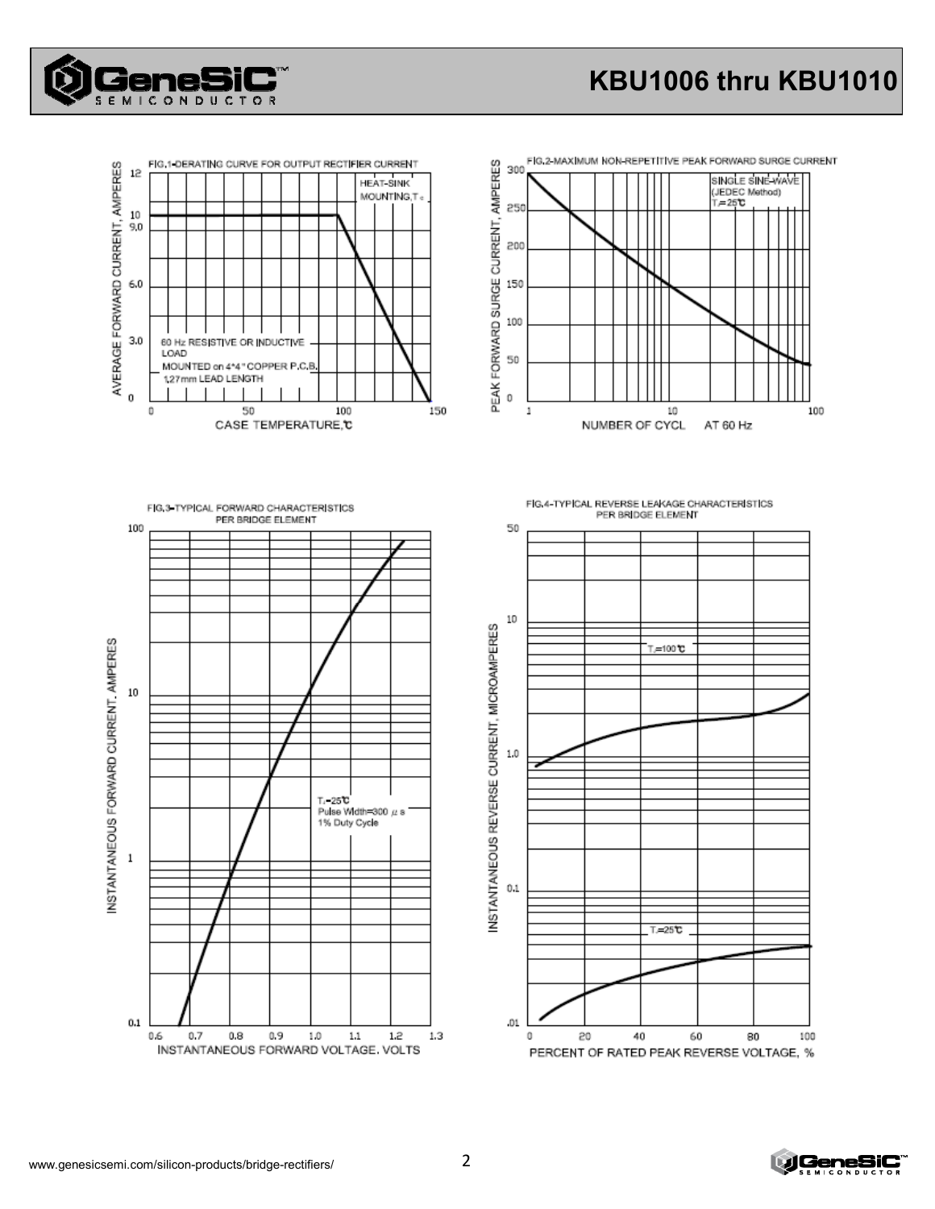FIG.1-DERATING CURVE FOR OUTPUT RECTIFIER CURRENT

HEAT-SINK MOUNTING, $T_c$

60 Hz RESISTIVE OR INDUCTIVE LOAD

MOUNTED on 4*4" COPPER P.C.B. 1.27mm LEAD LENGTH

AVERAGE FORWARD CURRENT, AMPERES

CASE TEMPERATURE, ℃

FIG.2-MAXIMUM NON-REPETITIVE PEAK FORWARD SURGE CURRENT

SINGLE SINE-WAVE (JEDEC Method) $T_J$=25℃

PEAK FORWARD SURGE CURRENT, AMPERES

NUMBER OF CYCL AT 60 Hz

FIG.3-TYPICAL FORWARD CHARACTERISTICS PER BRIDGE ELEMENT

$T_J$=25℃ Pulse Width=300 μs 1% Duty Cycle

INSTANTANEOUS FORWARD CURRENT, AMPERES

INSTANTANEOUS FORWARD VOLTAGE, VOLTS

FIG.4-TYPICAL REVERSE LEAKAGE CHARACTERISTICS PER BRIDGE ELEMENT

$T_J$=100℃

$T_J$=25℃

INSTANTANEOUS REVERSE CURRENT, MICROAMPERES

PERCENT OF RATED PEAK REVERSE VOLTAGE, %

www.genesicsemi.com/silicon-products/bridge-rectifiers/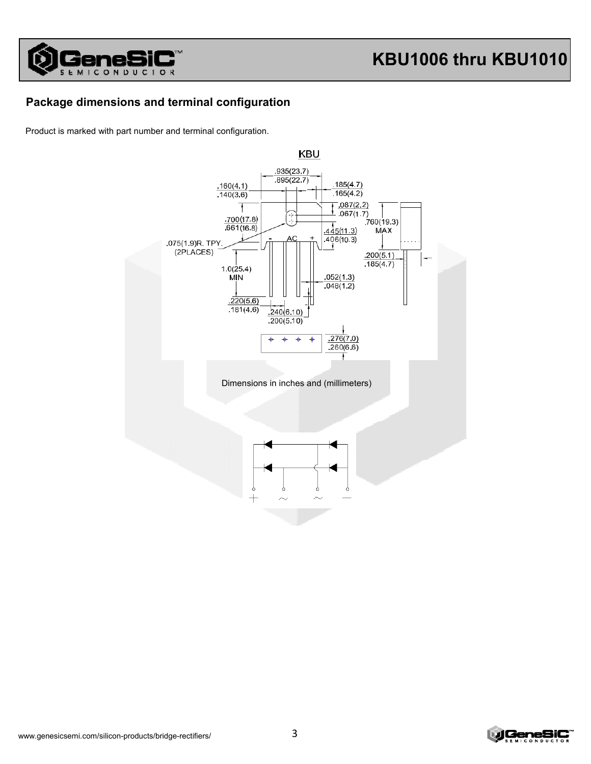## Package dimensions and terminal configuration

Product is marked with part number and terminal configuration.

KBU

.935(23.7)
.895(22.7)
.160(4.1)
.140(3.6)
.185(4.7)
.165(4.2)
.087(2.2)
.067(1.7)
.700(17.8)
.661(16.8)
.760(19.3)
MAX
.445(11.3)
.406(10.3)
.075(1.9)R. TPY.
(2PLACES)
- AC +
.200(5.1)
.185(4.7)
1.0(25.4)
MIN
.052(1.3)
.048(1.2)
.220(5.6)
.181(4.6)
.240(6.10)
.200(5.10)
.276(7.0)
.260(6.6)

Dimensions in inches and (millimeters)

\+ ~ ~ —